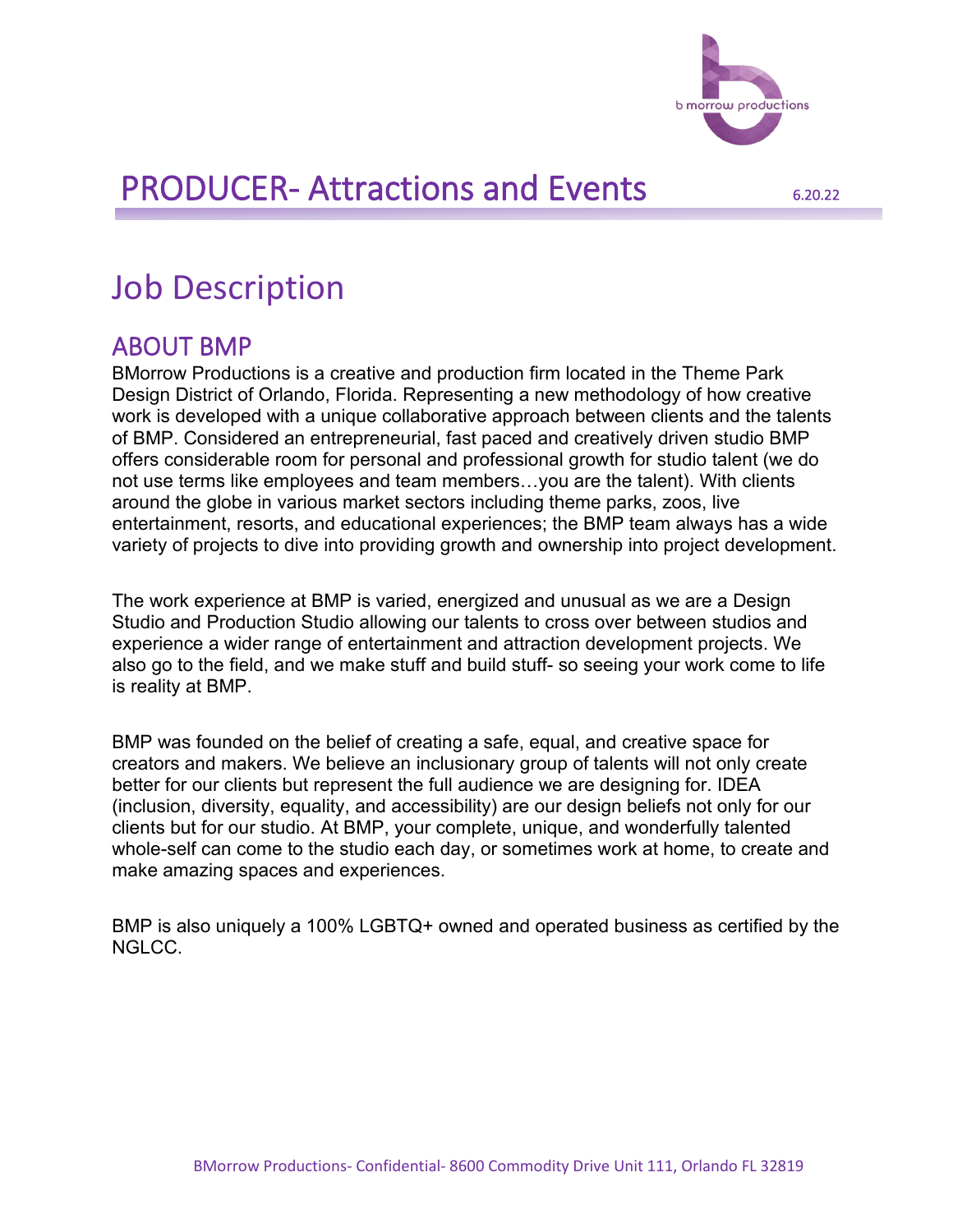# PRODUCER- Attractions and Events

6.20.22

# Job Description

## ABOUT BMP

BMorrow Productions is a creative and production firm located in the Theme Park Design District of Orlando, Florida. Representing a new methodology of how creative work is developed with a unique collaborative approach between clients and the talents of BMP. Considered an entrepreneurial, fast paced and creatively driven studio BMP offers considerable room for personal and professional growth for studio talent (we do not use terms like employees and team members…you are the talent). With clients around the globe in various market sectors including theme parks, zoos, live entertainment, resorts, and educational experiences; the BMP team always has a wide variety of projects to dive into providing growth and ownership into project development.

The work experience at BMP is varied, energized and unusual as we are a Design Studio and Production Studio allowing our talents to cross over between studios and experience a wider range of entertainment and attraction development projects. We also go to the field, and we make stuff and build stuff- so seeing your work come to life is reality at BMP.

BMP was founded on the belief of creating a safe, equal, and creative space for creators and makers. We believe an inclusionary group of talents will not only create better for our clients but represent the full audience we are designing for. IDEA (inclusion, diversity, equality, and accessibility) are our design beliefs not only for our clients but for our studio. At BMP, your complete, unique, and wonderfully talented whole-self can come to the studio each day, or sometimes work at home, to create and make amazing spaces and experiences.

BMP is also uniquely a 100% LGBTQ+ owned and operated business as certified by the NGLCC.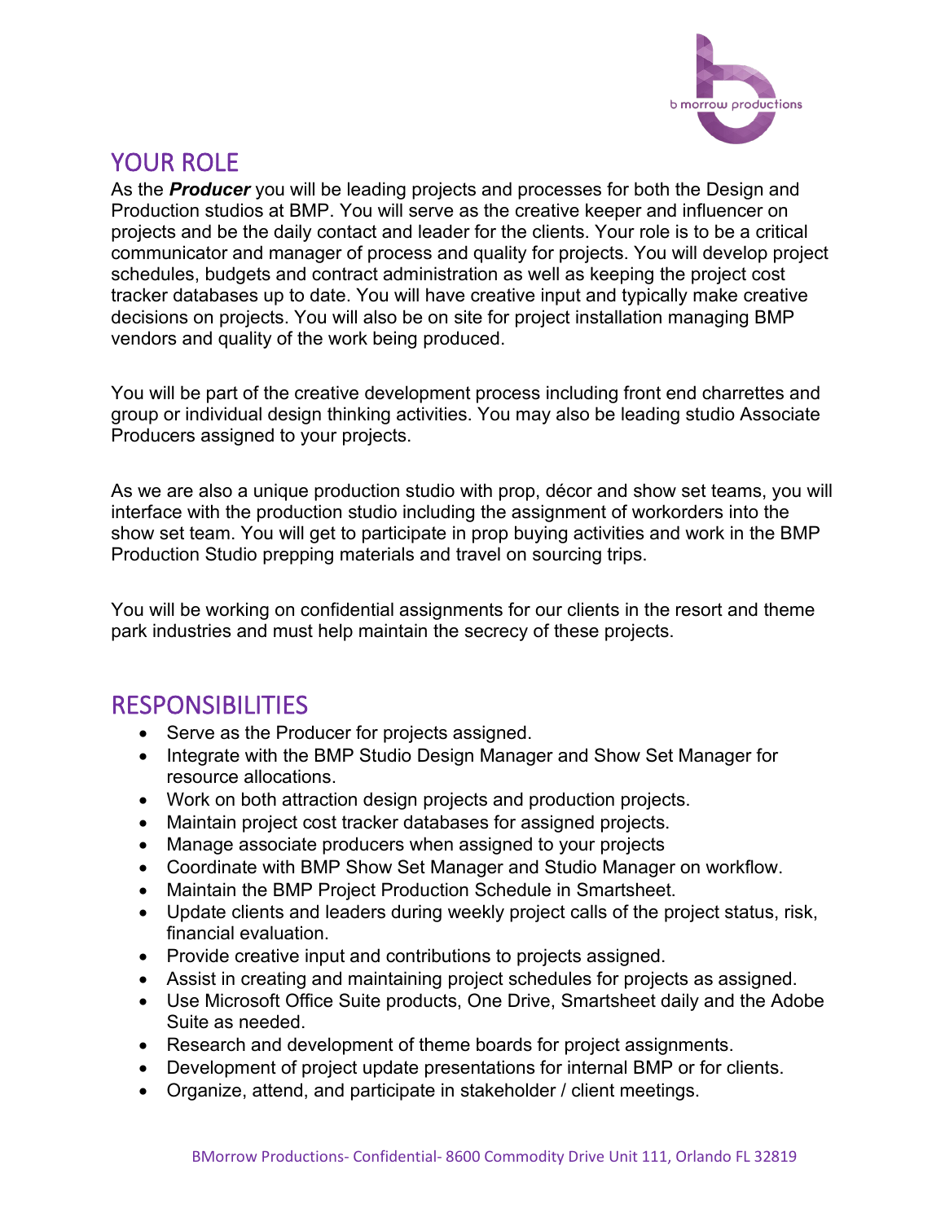## YOUR ROLE

As the ***Producer*** you will be leading projects and processes for both the Design and Production studios at BMP. You will serve as the creative keeper and influencer on projects and be the daily contact and leader for the clients. Your role is to be a critical communicator and manager of process and quality for projects. You will develop project schedules, budgets and contract administration as well as keeping the project cost tracker databases up to date. You will have creative input and typically make creative decisions on projects. You will also be on site for project installation managing BMP vendors and quality of the work being produced.

You will be part of the creative development process including front end charrettes and group or individual design thinking activities. You may also be leading studio Associate Producers assigned to your projects.

As we are also a unique production studio with prop, décor and show set teams, you will interface with the production studio including the assignment of workorders into the show set team. You will get to participate in prop buying activities and work in the BMP Production Studio prepping materials and travel on sourcing trips.

You will be working on confidential assignments for our clients in the resort and theme park industries and must help maintain the secrecy of these projects.

## RESPONSIBILITIES

- Serve as the Producer for projects assigned.
- Integrate with the BMP Studio Design Manager and Show Set Manager for resource allocations.
- Work on both attraction design projects and production projects.
- Maintain project cost tracker databases for assigned projects.
- Manage associate producers when assigned to your projects
- Coordinate with BMP Show Set Manager and Studio Manager on workflow.
- Maintain the BMP Project Production Schedule in Smartsheet.
- Update clients and leaders during weekly project calls of the project status, risk, financial evaluation.
- Provide creative input and contributions to projects assigned.
- Assist in creating and maintaining project schedules for projects as assigned.
- Use Microsoft Office Suite products, One Drive, Smartsheet daily and the Adobe Suite as needed.
- Research and development of theme boards for project assignments.
- Development of project update presentations for internal BMP or for clients.
- Organize, attend, and participate in stakeholder / client meetings.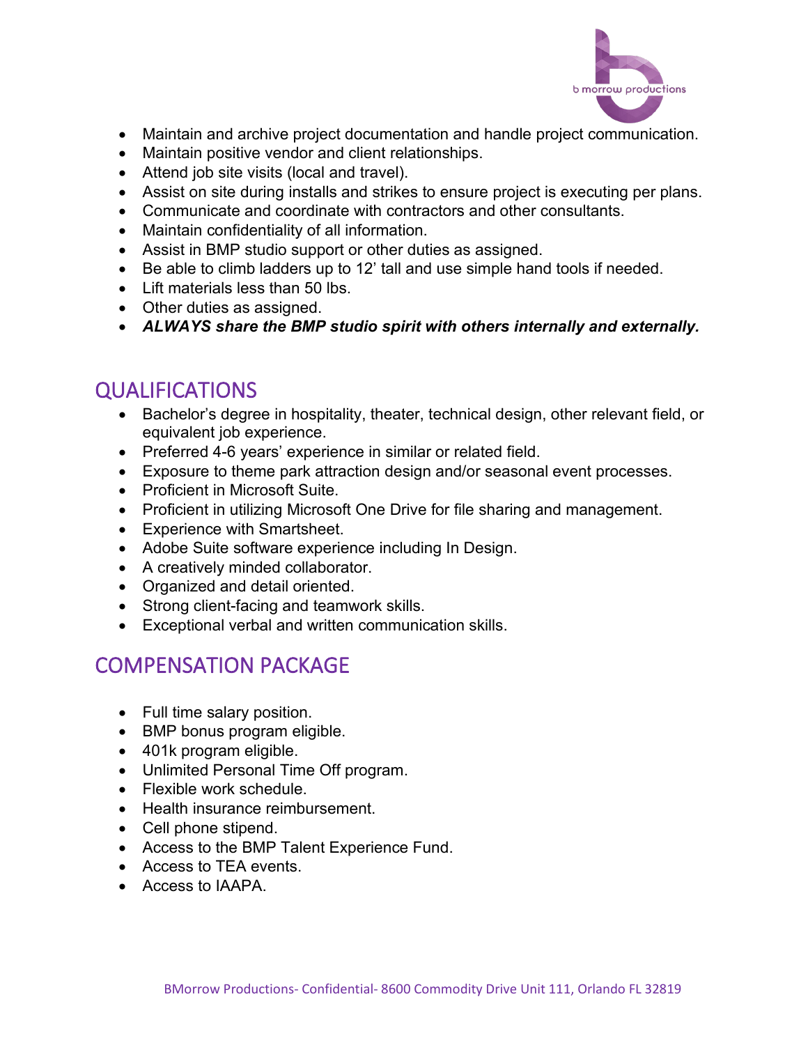- Maintain and archive project documentation and handle project communication.
- Maintain positive vendor and client relationships.
- Attend job site visits (local and travel).
- Assist on site during installs and strikes to ensure project is executing per plans.
- Communicate and coordinate with contractors and other consultants.
- Maintain confidentiality of all information.
- Assist in BMP studio support or other duties as assigned.
- Be able to climb ladders up to 12' tall and use simple hand tools if needed.
- Lift materials less than 50 lbs.
- Other duties as assigned.
- ***ALWAYS share the BMP studio spirit with others internally and externally.***

## QUALIFICATIONS

- Bachelor's degree in hospitality, theater, technical design, other relevant field, or equivalent job experience.
- Preferred 4-6 years' experience in similar or related field.
- Exposure to theme park attraction design and/or seasonal event processes.
- Proficient in Microsoft Suite.
- Proficient in utilizing Microsoft One Drive for file sharing and management.
- Experience with Smartsheet.
- Adobe Suite software experience including In Design.
- A creatively minded collaborator.
- Organized and detail oriented.
- Strong client-facing and teamwork skills.
- Exceptional verbal and written communication skills.

## COMPENSATION PACKAGE

- Full time salary position.
- BMP bonus program eligible.
- 401k program eligible.
- Unlimited Personal Time Off program.
- Flexible work schedule.
- Health insurance reimbursement.
- Cell phone stipend.
- Access to the BMP Talent Experience Fund.
- Access to TEA events.
- Access to IAAPA.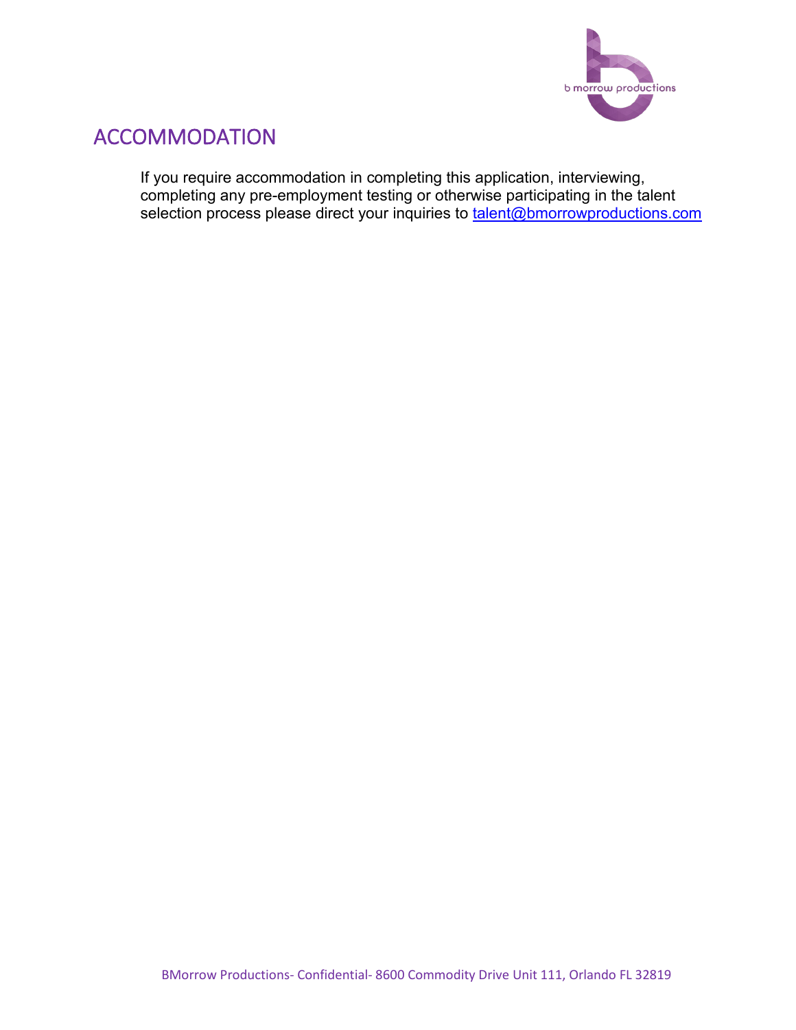## ACCOMMODATION

If you require accommodation in completing this application, interviewing, completing any pre-employment testing or otherwise participating in the talent selection process please direct your inquiries to talent@bmorrowproductions.com